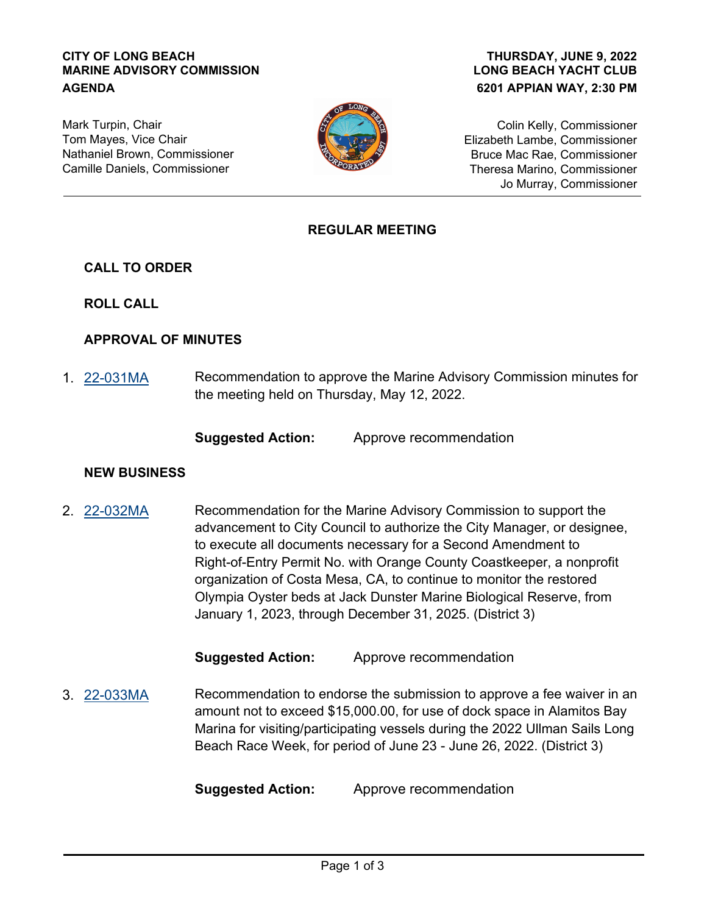**CITY OF LONG BEACH**
**MARINE ADVISORY COMMISSION**
**AGENDA**

**THURSDAY, JUNE 9, 2022**
**LONG BEACH YACHT CLUB**
**6201 APPIAN WAY, 2:30 PM**

Mark Turpin, Chair
Tom Mayes, Vice Chair
Nathaniel Brown, Commissioner
Camille Daniels, Commissioner

Colin Kelly, Commissioner
Elizabeth Lambe, Commissioner
Bruce Mac Rae, Commissioner
Theresa Marino, Commissioner
Jo Murray, Commissioner

---

## REGULAR MEETING

### CALL TO ORDER

### ROLL CALL

### APPROVAL OF MINUTES

1. 22-031MA — Recommendation to approve the Marine Advisory Commission minutes for the meeting held on Thursday, May 12, 2022.

   **Suggested Action:** Approve recommendation

### NEW BUSINESS

2. 22-032MA — Recommendation for the Marine Advisory Commission to support the advancement to City Council to authorize the City Manager, or designee, to execute all documents necessary for a Second Amendment to Right-of-Entry Permit No. with Orange County Coastkeeper, a nonprofit organization of Costa Mesa, CA, to continue to monitor the restored Olympia Oyster beds at Jack Dunster Marine Biological Reserve, from January 1, 2023, through December 31, 2025. (District 3)

   **Suggested Action:** Approve recommendation

3. 22-033MA — Recommendation to endorse the submission to approve a fee waiver in an amount not to exceed $15,000.00, for use of dock space in Alamitos Bay Marina for visiting/participating vessels during the 2022 Ullman Sails Long Beach Race Week, for period of June 23 - June 26, 2022. (District 3)

   **Suggested Action:** Approve recommendation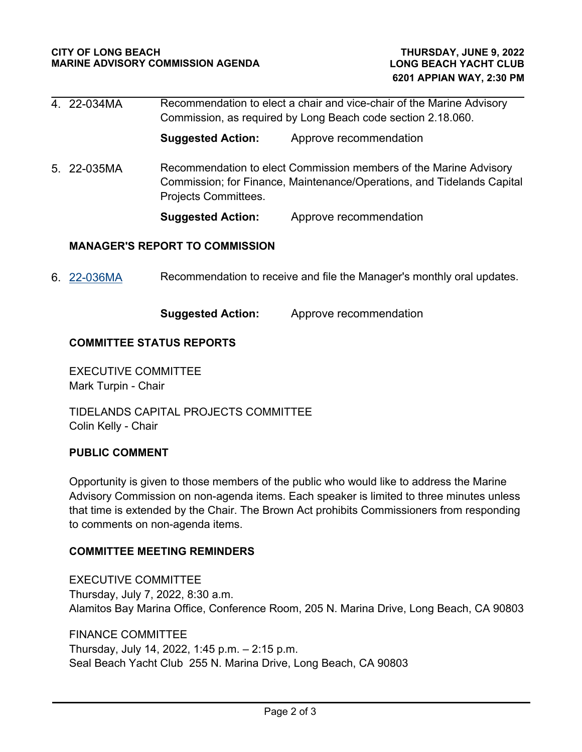4. 22-034MA Recommendation to elect a chair and vice-chair of the Marine Advisory Commission, as required by Long Beach code section 2.18.060.

   **Suggested Action:** Approve recommendation

5. 22-035MA Recommendation to elect Commission members of the Marine Advisory Commission; for Finance, Maintenance/Operations, and Tidelands Capital Projects Committees.

   **Suggested Action:** Approve recommendation

## MANAGER'S REPORT TO COMMISSION

6. 22-036MA Recommendation to receive and file the Manager's monthly oral updates.

   **Suggested Action:** Approve recommendation

## COMMITTEE STATUS REPORTS

EXECUTIVE COMMITTEE
Mark Turpin - Chair

TIDELANDS CAPITAL PROJECTS COMMITTEE
Colin Kelly - Chair

## PUBLIC COMMENT

Opportunity is given to those members of the public who would like to address the Marine Advisory Commission on non-agenda items. Each speaker is limited to three minutes unless that time is extended by the Chair. The Brown Act prohibits Commissioners from responding to comments on non-agenda items.

## COMMITTEE MEETING REMINDERS

EXECUTIVE COMMITTEE
Thursday, July 7, 2022, 8:30 a.m.
Alamitos Bay Marina Office, Conference Room, 205 N. Marina Drive, Long Beach, CA 90803

FINANCE COMMITTEE
Thursday, July 14, 2022, 1:45 p.m. – 2:15 p.m.
Seal Beach Yacht Club 255 N. Marina Drive, Long Beach, CA 90803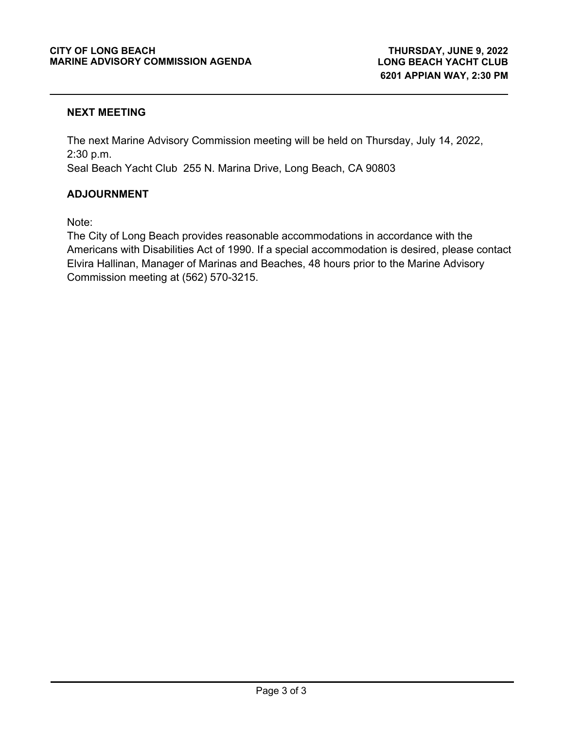## NEXT MEETING

The next Marine Advisory Commission meeting will be held on Thursday, July 14, 2022, 2:30 p.m.
Seal Beach Yacht Club 255 N. Marina Drive, Long Beach, CA 90803

## ADJOURNMENT

Note:
The City of Long Beach provides reasonable accommodations in accordance with the Americans with Disabilities Act of 1990. If a special accommodation is desired, please contact Elvira Hallinan, Manager of Marinas and Beaches, 48 hours prior to the Marine Advisory Commission meeting at (562) 570-3215.